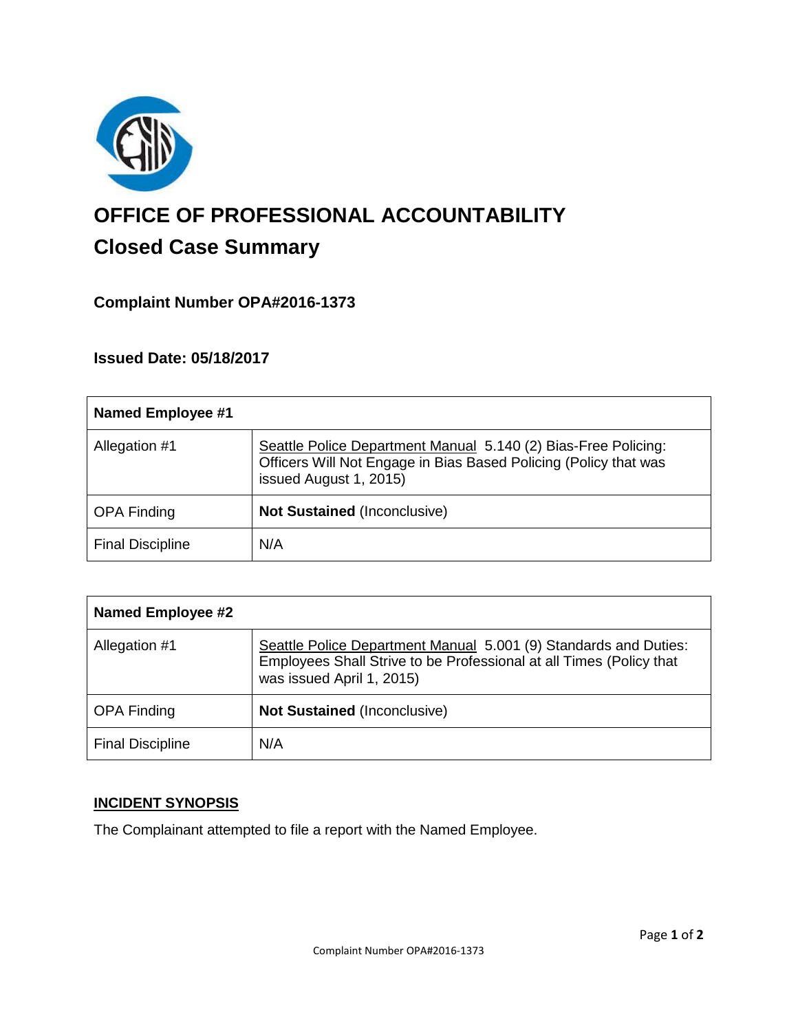# OFFICE OF PROFESSIONAL ACCOUNTABILITY

## Closed Case Summary

### Complaint Number OPA#2016-1373

### Issued Date: 05/18/2017

| Named Employee #1 | |
|---|---|
| Allegation #1 | Seattle Police Department Manual 5.140 (2) Bias-Free Policing: Officers Will Not Engage in Bias Based Policing (Policy that was issued August 1, 2015) |
| OPA Finding | **Not Sustained** (Inconclusive) |
| Final Discipline | N/A |

| Named Employee #2 | |
|---|---|
| Allegation #1 | Seattle Police Department Manual 5.001 (9) Standards and Duties: Employees Shall Strive to be Professional at all Times (Policy that was issued April 1, 2015) |
| OPA Finding | **Not Sustained** (Inconclusive) |
| Final Discipline | N/A |

**INCIDENT SYNOPSIS**

The Complainant attempted to file a report with the Named Employee.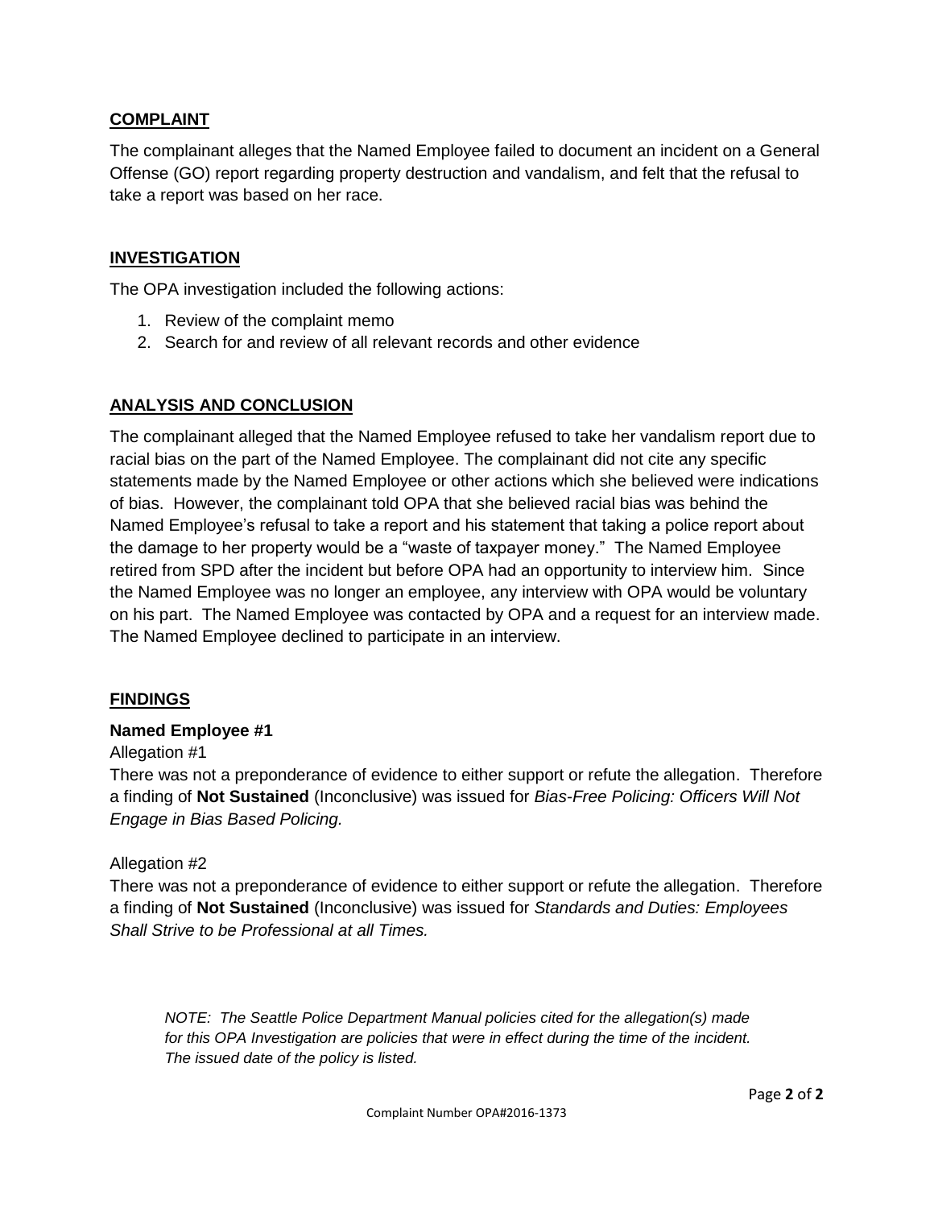## COMPLAINT

The complainant alleges that the Named Employee failed to document an incident on a General Offense (GO) report regarding property destruction and vandalism, and felt that the refusal to take a report was based on her race.

## INVESTIGATION

The OPA investigation included the following actions:

1. Review of the complaint memo
2. Search for and review of all relevant records and other evidence

## ANALYSIS AND CONCLUSION

The complainant alleged that the Named Employee refused to take her vandalism report due to racial bias on the part of the Named Employee. The complainant did not cite any specific statements made by the Named Employee or other actions which she believed were indications of bias. However, the complainant told OPA that she believed racial bias was behind the Named Employee's refusal to take a report and his statement that taking a police report about the damage to her property would be a "waste of taxpayer money." The Named Employee retired from SPD after the incident but before OPA had an opportunity to interview him. Since the Named Employee was no longer an employee, any interview with OPA would be voluntary on his part. The Named Employee was contacted by OPA and a request for an interview made. The Named Employee declined to participate in an interview.

## FINDINGS

**Named Employee #1**

Allegation #1

There was not a preponderance of evidence to either support or refute the allegation. Therefore a finding of **Not Sustained** (Inconclusive) was issued for *Bias-Free Policing: Officers Will Not Engage in Bias Based Policing.*

Allegation #2

There was not a preponderance of evidence to either support or refute the allegation. Therefore a finding of **Not Sustained** (Inconclusive) was issued for *Standards and Duties: Employees Shall Strive to be Professional at all Times.*

*NOTE: The Seattle Police Department Manual policies cited for the allegation(s) made for this OPA Investigation are policies that were in effect during the time of the incident. The issued date of the policy is listed.*

Complaint Number OPA#2016-1373